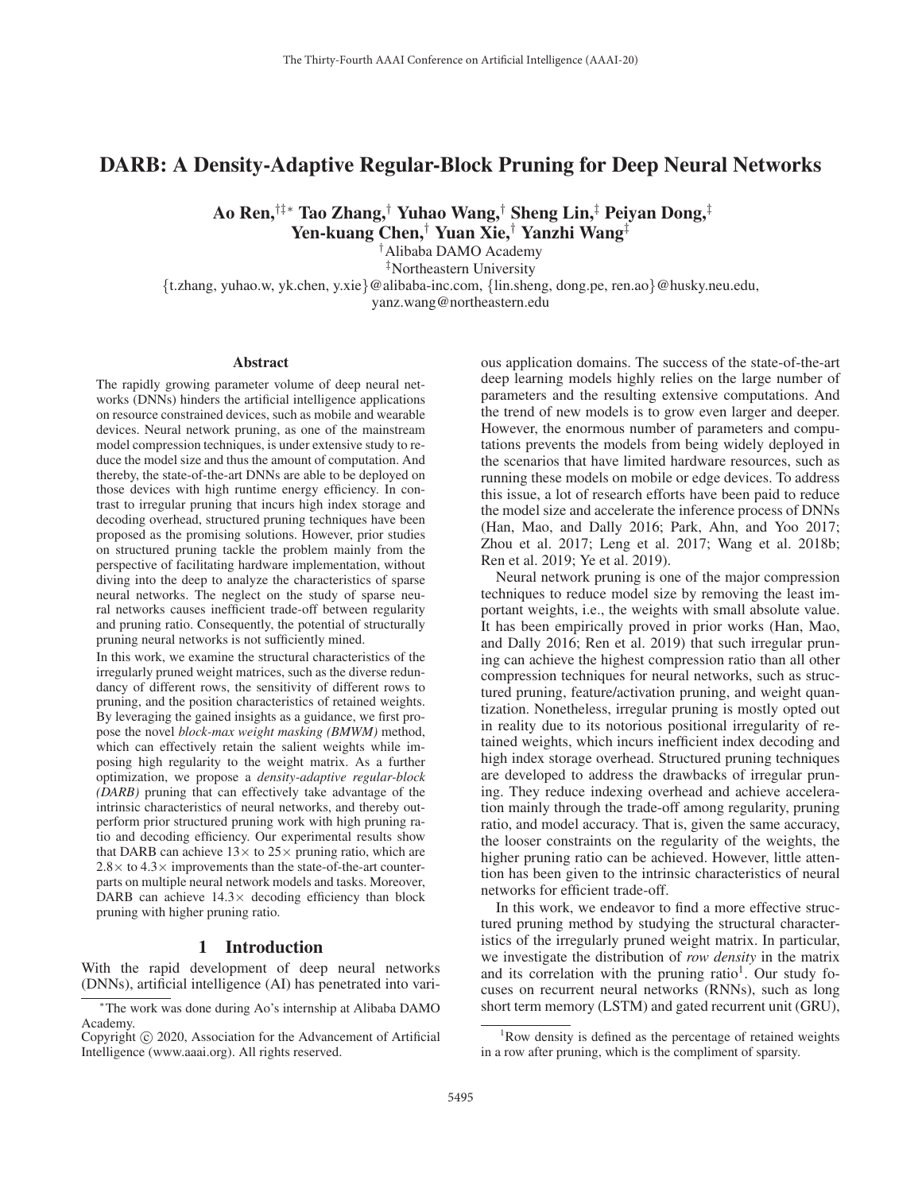# DARB: A Density-Adaptive Regular-Block Pruning for Deep Neural Networks

**Ao Ren,[†‡*] Tao Zhang,[†] Yuhao Wang,[†] Sheng Lin,[‡] Peiyan Dong,[‡] Yen-kuang Chen,[†] Yuan Xie,[†] Yanzhi Wang[‡]**

[†]Alibaba DAMO Academy
[‡]Northeastern University
{t.zhang, yuhao.w, yk.chen, y.xie}@alibaba-inc.com, {lin.sheng, dong.pe, ren.ao}@husky.neu.edu, yanz.wang@northeastern.edu

## Abstract

The rapidly growing parameter volume of deep neural networks (DNNs) hinders the artificial intelligence applications on resource constrained devices, such as mobile and wearable devices. Neural network pruning, as one of the mainstream model compression techniques, is under extensive study to reduce the model size and thus the amount of computation. And thereby, the state-of-the-art DNNs are able to be deployed on those devices with high runtime energy efficiency. In contrast to irregular pruning that incurs high index storage and decoding overhead, structured pruning techniques have been proposed as the promising solutions. However, prior studies on structured pruning tackle the problem mainly from the perspective of facilitating hardware implementation, without diving into the deep to analyze the characteristics of sparse neural networks. The neglect on the study of sparse neural networks causes inefficient trade-off between regularity and pruning ratio. Consequently, the potential of structurally pruning neural networks is not sufficiently mined.

In this work, we examine the structural characteristics of the irregularly pruned weight matrices, such as the diverse redundancy of different rows, the sensitivity of different rows to pruning, and the position characteristics of retained weights. By leveraging the gained insights as a guidance, we first propose the novel *block-max weight masking (BMWM)* method, which can effectively retain the salient weights while imposing high regularity to the weight matrix. As a further optimization, we propose a *density-adaptive regular-block (DARB)* pruning that can effectively take advantage of the intrinsic characteristics of neural networks, and thereby outperform prior structured pruning work with high pruning ratio and decoding efficiency. Our experimental results show that DARB can achieve 13× to 25× pruning ratio, which are 2.8× to 4.3× improvements than the state-of-the-art counterparts on multiple neural network models and tasks. Moreover, DARB can achieve 14.3× decoding efficiency than block pruning with higher pruning ratio.

## 1 Introduction

With the rapid development of deep neural networks (DNNs), artificial intelligence (AI) has penetrated into various application domains. The success of the state-of-the-art deep learning models highly relies on the large number of parameters and the resulting extensive computations. And the trend of new models is to grow even larger and deeper. However, the enormous number of parameters and computations prevents the models from being widely deployed in the scenarios that have limited hardware resources, such as running these models on mobile or edge devices. To address this issue, a lot of research efforts have been paid to reduce the model size and accelerate the inference process of DNNs (Han, Mao, and Dally 2016; Park, Ahn, and Yoo 2017; Zhou et al. 2017; Leng et al. 2017; Wang et al. 2018b; Ren et al. 2019; Ye et al. 2019).

Neural network pruning is one of the major compression techniques to reduce model size by removing the least important weights, i.e., the weights with small absolute value. It has been empirically proved in prior works (Han, Mao, and Dally 2016; Ren et al. 2019) that such irregular pruning can achieve the highest compression ratio than all other compression techniques for neural networks, such as structured pruning, feature/activation pruning, and weight quantization. Nonetheless, irregular pruning is mostly opted out in reality due to its notorious positional irregularity of retained weights, which incurs inefficient index decoding and high index storage overhead. Structured pruning techniques are developed to address the drawbacks of irregular pruning. They reduce indexing overhead and achieve acceleration mainly through the trade-off among regularity, pruning ratio, and model accuracy. That is, given the same accuracy, the looser constraints on the regularity of the weights, the higher pruning ratio can be achieved. However, little attention has been given to the intrinsic characteristics of neural networks for efficient trade-off.

In this work, we endeavor to find a more effective structured pruning method by studying the structural characteristics of the irregularly pruned weight matrix. In particular, we investigate the distribution of *row density* in the matrix and its correlation with the pruning ratio[1]. Our study focuses on recurrent neural networks (RNNs), such as long short term memory (LSTM) and gated recurrent unit (GRU),

*The work was done during Ao's internship at Alibaba DAMO Academy.

Copyright © 2020, Association for the Advancement of Artificial Intelligence (www.aaai.org). All rights reserved.

[1]Row density is defined as the percentage of retained weights in a row after pruning, which is the compliment of sparsity.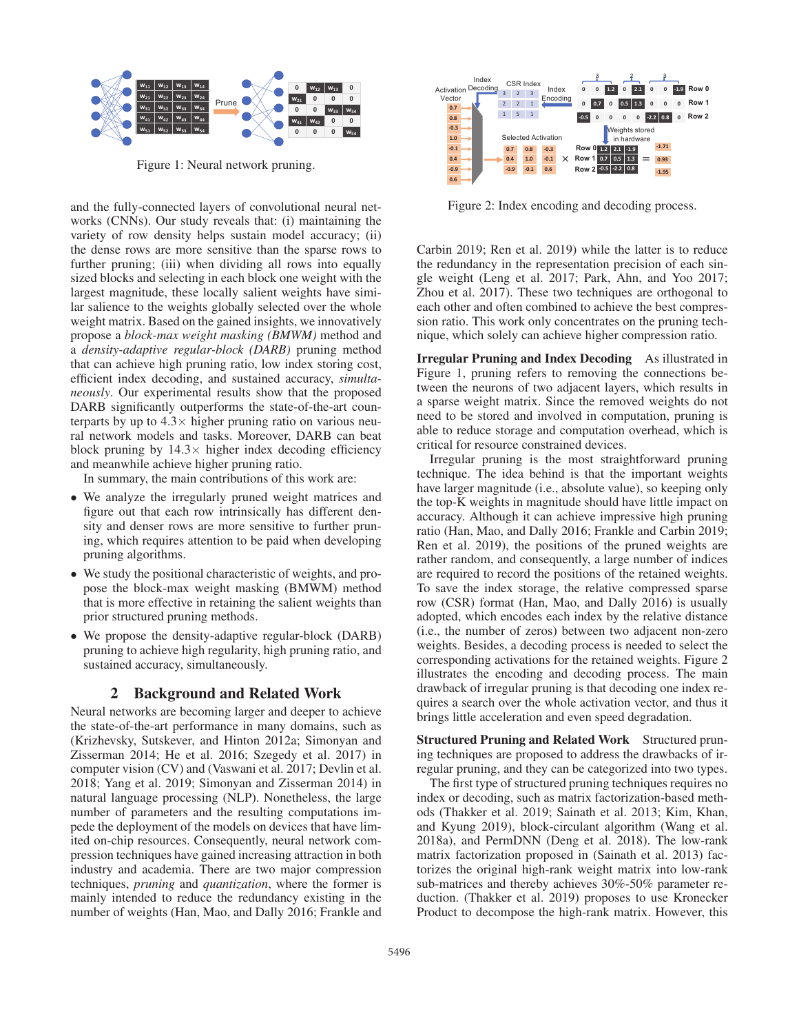Figure 1: Neural network pruning.

Figure 2: Index encoding and decoding process.

and the fully-connected layers of convolutional neural networks (CNNs). Our study reveals that: (i) maintaining the variety of row density helps sustain model accuracy; (ii) the dense rows are more sensitive than the sparse rows to further pruning; (iii) when dividing all rows into equally sized blocks and selecting in each block one weight with the largest magnitude, these locally salient weights have similar salience to the weights globally selected over the whole weight matrix. Based on the gained insights, we innovatively propose a *block-max weight masking (BMWM)* method and a *density-adaptive regular-block (DARB)* pruning method that can achieve high pruning ratio, low index storing cost, efficient index decoding, and sustained accuracy, *simultaneously*. Our experimental results show that the proposed DARB significantly outperforms the state-of-the-art counterparts by up to 4.3× higher pruning ratio on various neural network models and tasks. Moreover, DARB can beat block pruning by 14.3× higher index decoding efficiency and meanwhile achieve higher pruning ratio.

In summary, the main contributions of this work are:

- We analyze the irregularly pruned weight matrices and figure out that each row intrinsically has different density and denser rows are more sensitive to further pruning, which requires attention to be paid when developing pruning algorithms.
- We study the positional characteristic of weights, and propose the block-max weight masking (BMWM) method that is more effective in retaining the salient weights than prior structured pruning methods.
- We propose the density-adaptive regular-block (DARB) pruning to achieve high regularity, high pruning ratio, and sustained accuracy, simultaneously.

## 2 Background and Related Work

Neural networks are becoming larger and deeper to achieve the state-of-the-art performance in many domains, such as (Krizhevsky, Sutskever, and Hinton 2012a; Simonyan and Zisserman 2014; He et al. 2016; Szegedy et al. 2017) in computer vision (CV) and (Vaswani et al. 2017; Devlin et al. 2018; Yang et al. 2019; Simonyan and Zisserman 2014) in natural language processing (NLP). Nonetheless, the large number of parameters and the resulting computations impede the deployment of the models on devices that have limited on-chip resources. Consequently, neural network compression techniques have gained increasing attraction in both industry and academia. There are two major compression techniques, *pruning* and *quantization*, where the former is mainly intended to reduce the redundancy existing in the number of weights (Han, Mao, and Dally 2016; Frankle and Carbin 2019; Ren et al. 2019) while the latter is to reduce the redundancy in the representation precision of each single weight (Leng et al. 2017; Park, Ahn, and Yoo 2017; Zhou et al. 2017). These two techniques are orthogonal to each other and often combined to achieve the best compression ratio. This work only concentrates on the pruning technique, which solely can achieve higher compression ratio.

**Irregular Pruning and Index Decoding** As illustrated in Figure 1, pruning refers to removing the connections between the neurons of two adjacent layers, which results in a sparse weight matrix. Since the removed weights do not need to be stored and involved in computation, pruning is able to reduce storage and computation overhead, which is critical for resource constrained devices.

Irregular pruning is the most straightforward pruning technique. The idea behind is that the important weights have larger magnitude (i.e., absolute value), so keeping only the top-K weights in magnitude should have little impact on accuracy. Although it can achieve impressive high pruning ratio (Han, Mao, and Dally 2016; Frankle and Carbin 2019; Ren et al. 2019), the positions of the pruned weights are rather random, and consequently, a large number of indices are required to record the positions of the retained weights. To save the index storage, the relative compressed sparse row (CSR) format (Han, Mao, and Dally 2016) is usually adopted, which encodes each index by the relative distance (i.e., the number of zeros) between two adjacent non-zero weights. Besides, a decoding process is needed to select the corresponding activations for the retained weights. Figure 2 illustrates the encoding and decoding process. The main drawback of irregular pruning is that decoding one index requires a search over the whole activation vector, and thus it brings little acceleration and even speed degradation.

**Structured Pruning and Related Work** Structured pruning techniques are proposed to address the drawbacks of irregular pruning, and they can be categorized into two types.

The first type of structured pruning techniques requires no index or decoding, such as matrix factorization-based methods (Thakker et al. 2019; Sainath et al. 2013; Kim, Khan, and Kyung 2019), block-circulant algorithm (Wang et al. 2018a), and PermDNN (Deng et al. 2018). The low-rank matrix factorization proposed in (Sainath et al. 2013) factorizes the original high-rank weight matrix into low-rank sub-matrices and thereby achieves 30%-50% parameter reduction. (Thakker et al. 2019) proposes to use Kronecker Product to decompose the high-rank matrix. However, this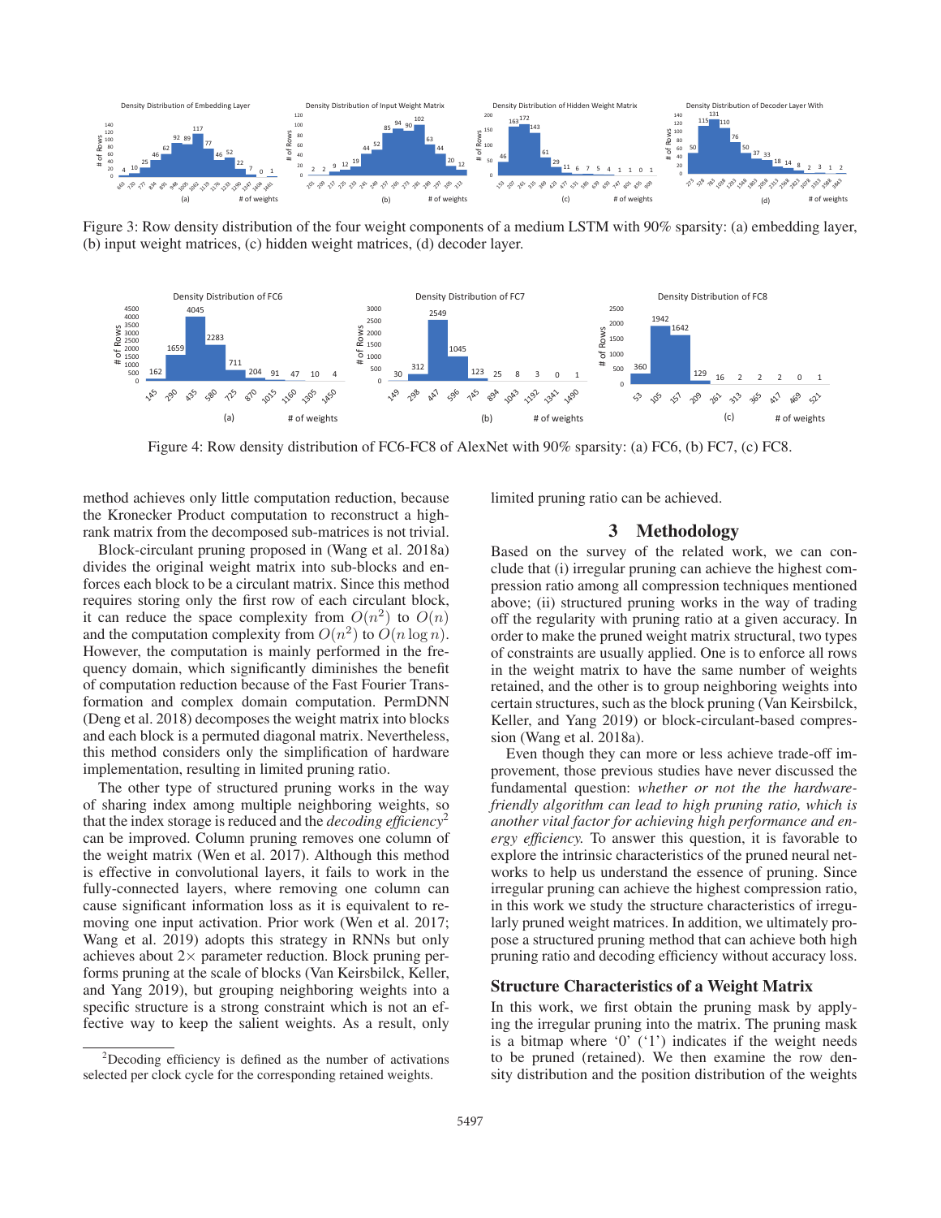Figure 3: Row density distribution of the four weight components of a medium LSTM with 90% sparsity: (a) embedding layer, (b) input weight matrices, (c) hidden weight matrices, (d) decoder layer.

Figure 4: Row density distribution of FC6-FC8 of AlexNet with 90% sparsity: (a) FC6, (b) FC7, (c) FC8.

method achieves only little computation reduction, because the Kronecker Product computation to reconstruct a high-rank matrix from the decomposed sub-matrices is not trivial.

Block-circulant pruning proposed in (Wang et al. 2018a) divides the original weight matrix into sub-blocks and enforces each block to be a circulant matrix. Since this method requires storing only the first row of each circulant block, it can reduce the space complexity from $O(n^2)$ to $O(n)$ and the computation complexity from $O(n^2)$ to $O(n \log n)$. However, the computation is mainly performed in the frequency domain, which significantly diminishes the benefit of computation reduction because of the Fast Fourier Transformation and complex domain computation. PermDNN (Deng et al. 2018) decomposes the weight matrix into blocks and each block is a permuted diagonal matrix. Nevertheless, this method considers only the simplification of hardware implementation, resulting in limited pruning ratio.

The other type of structured pruning works in the way of sharing index among multiple neighboring weights, so that the index storage is reduced and the *decoding efficiency*[2] can be improved. Column pruning removes one column of the weight matrix (Wen et al. 2017). Although this method is effective in convolutional layers, it fails to work in the fully-connected layers, where removing one column can cause significant information loss as it is equivalent to removing one input activation. Prior work (Wen et al. 2017; Wang et al. 2019) adopts this strategy in RNNs but only achieves about 2× parameter reduction. Block pruning performs pruning at the scale of blocks (Van Keirsbilck, Keller, and Yang 2019), but grouping neighboring weights into a specific structure is a strong constraint which is not an effective way to keep the salient weights. As a result, only limited pruning ratio can be achieved.

[2]Decoding efficiency is defined as the number of activations selected per clock cycle for the corresponding retained weights.

## 3 Methodology

Based on the survey of the related work, we can conclude that (i) irregular pruning can achieve the highest compression ratio among all compression techniques mentioned above; (ii) structured pruning works in the way of trading off the regularity with pruning ratio at a given accuracy. In order to make the pruned weight matrix structural, two types of constraints are usually applied. One is to enforce all rows in the weight matrix to have the same number of weights retained, and the other is to group neighboring weights into certain structures, such as the block pruning (Van Keirsbilck, Keller, and Yang 2019) or block-circulant-based compression (Wang et al. 2018a).

Even though they can more or less achieve trade-off improvement, those previous studies have never discussed the fundamental question: *whether or not the the hardware-friendly algorithm can lead to high pruning ratio, which is another vital factor for achieving high performance and energy efficiency.* To answer this question, it is favorable to explore the intrinsic characteristics of the pruned neural networks to help us understand the essence of pruning. Since irregular pruning can achieve the highest compression ratio, in this work we study the structure characteristics of irregularly pruned weight matrices. In addition, we ultimately propose a structured pruning method that can achieve both high pruning ratio and decoding efficiency without accuracy loss.

### Structure Characteristics of a Weight Matrix

In this work, we first obtain the pruning mask by applying the irregular pruning into the matrix. The pruning mask is a bitmap where '0' ('1') indicates if the weight needs to be pruned (retained). We then examine the row density distribution and the position distribution of the weights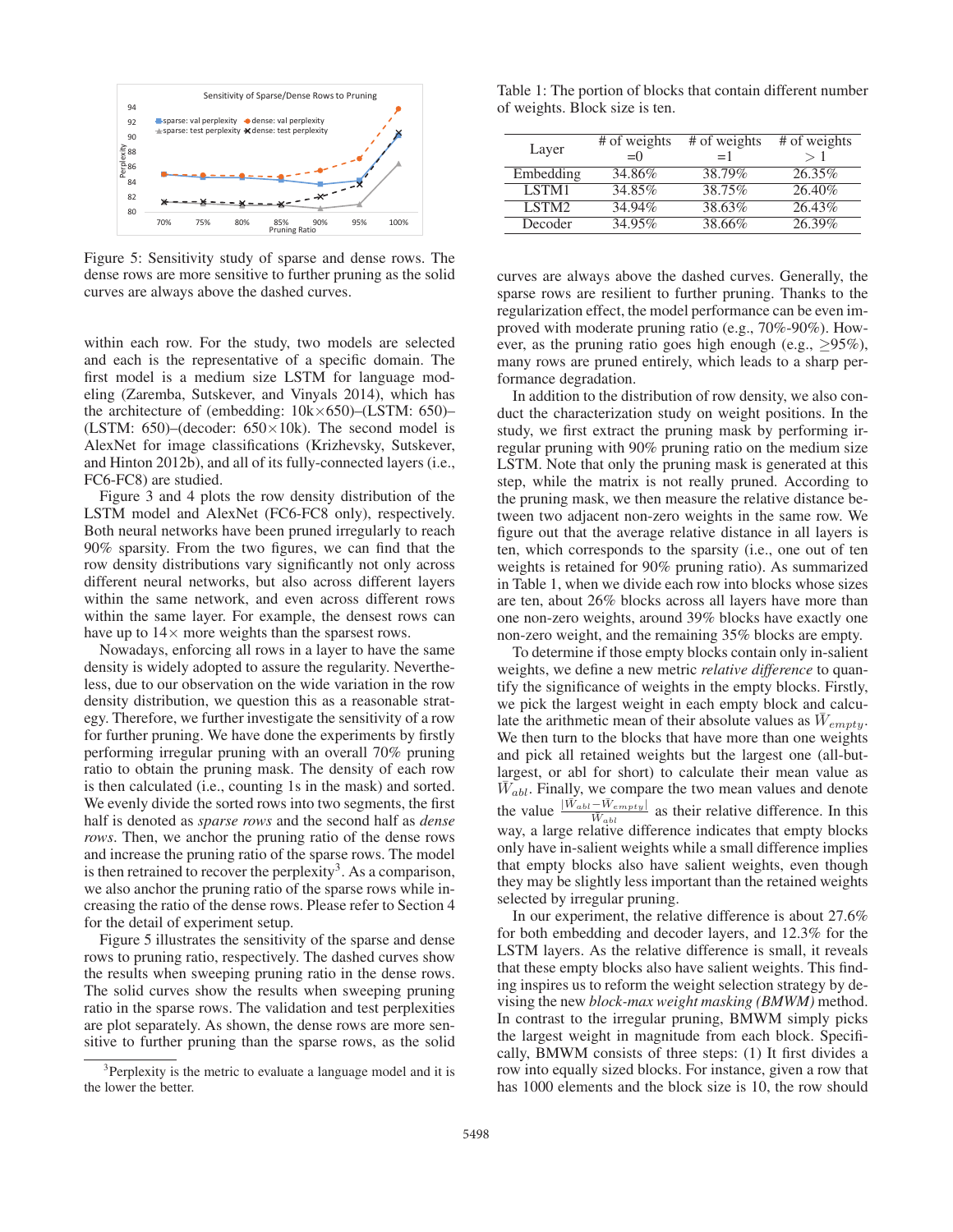Figure 5: Sensitivity study of sparse and dense rows. The dense rows are more sensitive to further pruning as the solid curves are always above the dashed curves.

within each row. For the study, two models are selected and each is the representative of a specific domain. The first model is a medium size LSTM for language modeling (Zaremba, Sutskever, and Vinyals 2014), which has the architecture of (embedding: 10k×650)–(LSTM: 650)–(LSTM: 650)–(decoder: 650×10k). The second model is AlexNet for image classifications (Krizhevsky, Sutskever, and Hinton 2012b), and all of its fully-connected layers (i.e., FC6-FC8) are studied.

Figure 3 and 4 plots the row density distribution of the LSTM model and AlexNet (FC6-FC8 only), respectively. Both neural networks have been pruned irregularly to reach 90% sparsity. From the two figures, we can find that the row density distributions vary significantly not only across different neural networks, but also across different layers within the same network, and even across different rows within the same layer. For example, the densest rows can have up to 14× more weights than the sparsest rows.

Nowadays, enforcing all rows in a layer to have the same density is widely adopted to assure the regularity. Nevertheless, due to our observation on the wide variation in the row density distribution, we question this as a reasonable strategy. Therefore, we further investigate the sensitivity of a row for further pruning. We have done the experiments by firstly performing irregular pruning with an overall 70% pruning ratio to obtain the pruning mask. The density of each row is then calculated (i.e., counting 1s in the mask) and sorted. We evenly divide the sorted rows into two segments, the first half is denoted as *sparse rows* and the second half as *dense rows*. Then, we anchor the pruning ratio of the dense rows and increase the pruning ratio of the sparse rows. The model is then retrained to recover the perplexity[3]. As a comparison, we also anchor the pruning ratio of the sparse rows while increasing the ratio of the dense rows. Please refer to Section 4 for the detail of experiment setup.

Figure 5 illustrates the sensitivity of the sparse and dense rows to pruning ratio, respectively. The dashed curves show the results when sweeping pruning ratio in the dense rows. The solid curves show the results when sweeping pruning ratio in the sparse rows. The validation and test perplexities are plot separately. As shown, the dense rows are more sensitive to further pruning than the sparse rows, as the solid curves are always above the dashed curves. Generally, the sparse rows are resilient to further pruning. Thanks to the regularization effect, the model performance can be even improved with moderate pruning ratio (e.g., 70%-90%). However, as the pruning ratio goes high enough (e.g., ≥95%), many rows are pruned entirely, which leads to a sharp performance degradation.

[3] Perplexity is the metric to evaluate a language model and it is the lower the better.

Table 1: The portion of blocks that contain different number of weights. Block size is ten.

| Layer | # of weights =0 | # of weights =1 | # of weights > 1 |
|---|---|---|---|
| Embedding | 34.86% | 38.79% | 26.35% |
| LSTM1 | 34.85% | 38.75% | 26.40% |
| LSTM2 | 34.94% | 38.63% | 26.43% |
| Decoder | 34.95% | 38.66% | 26.39% |

In addition to the distribution of row density, we also conduct the characterization study on weight positions. In the study, we first extract the pruning mask by performing irregular pruning with 90% pruning ratio on the medium size LSTM. Note that only the pruning mask is generated at this step, while the matrix is not really pruned. According to the pruning mask, we then measure the relative distance between two adjacent non-zero weights in the same row. We figure out that the average relative distance in all layers is ten, which corresponds to the sparsity (i.e., one out of ten weights is retained for 90% pruning ratio). As summarized in Table 1, when we divide each row into blocks whose sizes are ten, about 26% blocks across all layers have more than one non-zero weights, around 39% blocks have exactly one non-zero weight, and the remaining 35% blocks are empty.

To determine if those empty blocks contain only in-salient weights, we define a new metric *relative difference* to quantify the significance of weights in the empty blocks. Firstly, we pick the largest weight in each empty block and calculate the arithmetic mean of their absolute values as $\bar{W}_{empty}$. We then turn to the blocks that have more than one weights and pick all retained weights but the largest one (all-but-largest, or abl for short) to calculate their mean value as $\bar{W}_{abl}$. Finally, we compare the two mean values and denote the value $\frac{|\bar{W}_{abl} - \bar{W}_{empty}|}{\bar{W}_{abl}}$ as their relative difference. In this way, a large relative difference indicates that empty blocks only have in-salient weights while a small difference implies that empty blocks also have salient weights, even though they may be slightly less important than the retained weights selected by irregular pruning.

In our experiment, the relative difference is about 27.6% for both embedding and decoder layers, and 12.3% for the LSTM layers. As the relative difference is small, it reveals that these empty blocks also have salient weights. This finding inspires us to reform the weight selection strategy by devising the new *block-max weight masking (BMWM)* method. In contrast to the irregular pruning, BMWM simply picks the largest weight in magnitude from each block. Specifically, BMWM consists of three steps: (1) It first divides a row into equally sized blocks. For instance, given a row that has 1000 elements and the block size is 10, the row should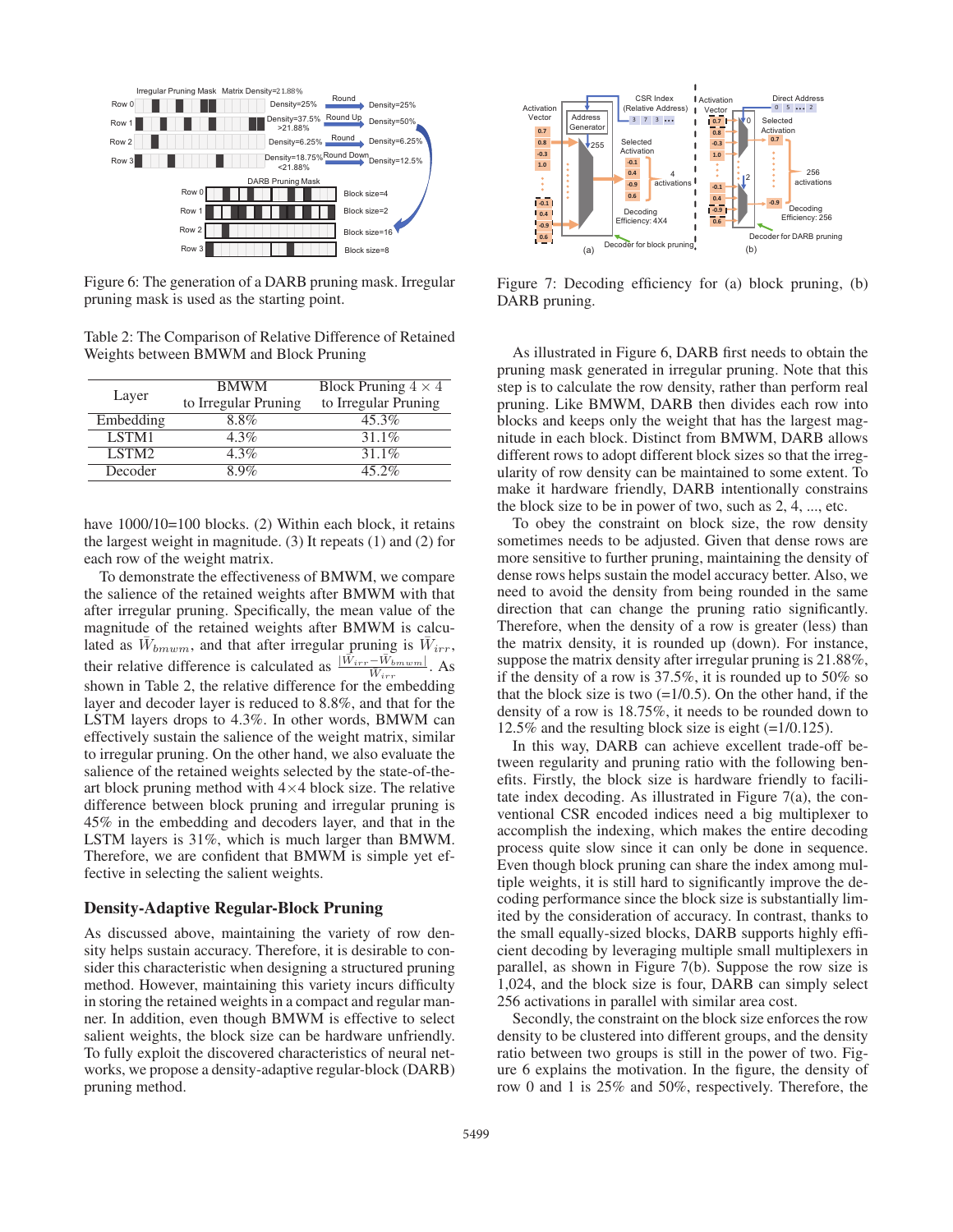Figure 6: The generation of a DARB pruning mask. Irregular pruning mask is used as the starting point.

Table 2: The Comparison of Relative Difference of Retained Weights between BMWM and Block Pruning

| Layer | BMWM to Irregular Pruning | Block Pruning $4 \times 4$ to Irregular Pruning |
|---|---|---|
| Embedding | 8.8% | 45.3% |
| LSTM1 | 4.3% | 31.1% |
| LSTM2 | 4.3% | 31.1% |
| Decoder | 8.9% | 45.2% |

have 1000/10=100 blocks. (2) Within each block, it retains the largest weight in magnitude. (3) It repeats (1) and (2) for each row of the weight matrix.

To demonstrate the effectiveness of BMWM, we compare the salience of the retained weights after BMWM with that after irregular pruning. Specifically, the mean value of the magnitude of the retained weights after BMWM is calculated as $\bar{W}_{bmwm}$, and that after irregular pruning is $\bar{W}_{irr}$, their relative difference is calculated as $\frac{|\bar{W}_{irr}-\bar{W}_{bmwm}|}{\bar{W}_{irr}}$. As shown in Table 2, the relative difference for the embedding layer and decoder layer is reduced to 8.8%, and that for the LSTM layers drops to 4.3%. In other words, BMWM can effectively sustain the salience of the weight matrix, similar to irregular pruning. On the other hand, we also evaluate the salience of the retained weights selected by the state-of-the-art block pruning method with 4×4 block size. The relative difference between block pruning and irregular pruning is 45% in the embedding and decoders layer, and that in the LSTM layers is 31%, which is much larger than BMWM. Therefore, we are confident that BMWM is simple yet effective in selecting the salient weights.

## Density-Adaptive Regular-Block Pruning

As discussed above, maintaining the variety of row density helps sustain accuracy. Therefore, it is desirable to consider this characteristic when designing a structured pruning method. However, maintaining this variety incurs difficulty in storing the retained weights in a compact and regular manner. In addition, even though BMWM is effective to select salient weights, the block size can be hardware unfriendly. To fully exploit the discovered characteristics of neural networks, we propose a density-adaptive regular-block (DARB) pruning method.

Figure 7: Decoding efficiency for (a) block pruning, (b) DARB pruning.

As illustrated in Figure 6, DARB first needs to obtain the pruning mask generated in irregular pruning. Note that this step is to calculate the row density, rather than perform real pruning. Like BMWM, DARB then divides each row into blocks and keeps only the weight that has the largest magnitude in each block. Distinct from BMWM, DARB allows different rows to adopt different block sizes so that the irregularity of row density can be maintained to some extent. To make it hardware friendly, DARB intentionally constrains the block size to be in power of two, such as 2, 4, ..., etc.

To obey the constraint on block size, the row density sometimes needs to be adjusted. Given that dense rows are more sensitive to further pruning, maintaining the density of dense rows helps sustain the model accuracy better. Also, we need to avoid the density from being rounded in the same direction that can change the pruning ratio significantly. Therefore, when the density of a row is greater (less) than the matrix density, it is rounded up (down). For instance, suppose the matrix density after irregular pruning is 21.88%, if the density of a row is 37.5%, it is rounded up to 50% so that the block size is two (=1/0.5). On the other hand, if the density of a row is 18.75%, it needs to be rounded down to 12.5% and the resulting block size is eight (=1/0.125).

In this way, DARB can achieve excellent trade-off between regularity and pruning ratio with the following benefits. Firstly, the block size is hardware friendly to facilitate index decoding. As illustrated in Figure 7(a), the conventional CSR encoded indices need a big multiplexer to accomplish the indexing, which makes the entire decoding process quite slow since it can only be done in sequence. Even though block pruning can share the index among multiple weights, it is still hard to significantly improve the decoding performance since the block size is substantially limited by the consideration of accuracy. In contrast, thanks to the small equally-sized blocks, DARB supports highly efficient decoding by leveraging multiple small multiplexers in parallel, as shown in Figure 7(b). Suppose the row size is 1,024, and the block size is four, DARB can simply select 256 activations in parallel with similar area cost.

Secondly, the constraint on the block size enforces the row density to be clustered into different groups, and the density ratio between two groups is still in the power of two. Figure 6 explains the motivation. In the figure, the density of row 0 and 1 is 25% and 50%, respectively. Therefore, the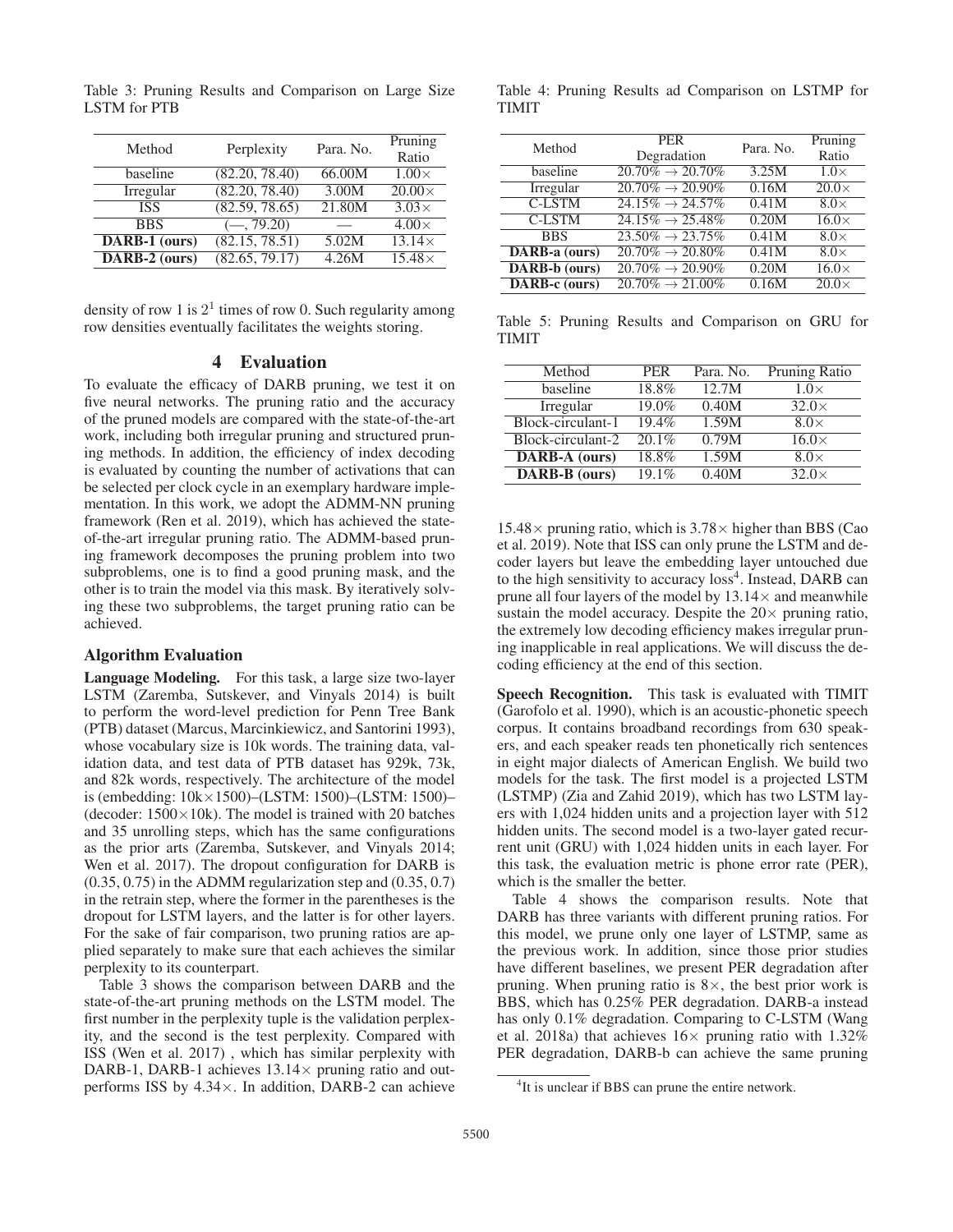Table 3: Pruning Results and Comparison on Large Size LSTM for PTB

| Method | Perplexity | Para. No. | Pruning Ratio |
|---|---|---|---|
| baseline | (82.20, 78.40) | 66.00M | 1.00× |
| Irregular | (82.20, 78.40) | 3.00M | 20.00× |
| ISS | (82.59, 78.65) | 21.80M | 3.03× |
| BBS | (—, 79.20) | — | 4.00× |
| **DARB-1 (ours)** | (82.15, 78.51) | 5.02M | 13.14× |
| **DARB-2 (ours)** | (82.65, 79.17) | 4.26M | 15.48× |

density of row 1 is $2^1$ times of row 0. Such regularity among row densities eventually facilitates the weights storing.

## 4 Evaluation

To evaluate the efficacy of DARB pruning, we test it on five neural networks. The pruning ratio and the accuracy of the pruned models are compared with the state-of-the-art work, including both irregular pruning and structured pruning methods. In addition, the efficiency of index decoding is evaluated by counting the number of activations that can be selected per clock cycle in an exemplary hardware implementation. In this work, we adopt the ADMM-NN pruning framework (Ren et al. 2019), which has achieved the state-of-the-art irregular pruning ratio. The ADMM-based pruning framework decomposes the pruning problem into two subproblems, one is to find a good pruning mask, and the other is to train the model via this mask. By iteratively solving these two subproblems, the target pruning ratio can be achieved.

### Algorithm Evaluation

**Language Modeling.** For this task, a large size two-layer LSTM (Zaremba, Sutskever, and Vinyals 2014) is built to perform the word-level prediction for Penn Tree Bank (PTB) dataset (Marcus, Marcinkiewicz, and Santorini 1993), whose vocabulary size is 10k words. The training data, validation data, and test data of PTB dataset has 929k, 73k, and 82k words, respectively. The architecture of the model is (embedding: 10k×1500)–(LSTM: 1500)–(LSTM: 1500)–(decoder: 1500×10k). The model is trained with 20 batches and 35 unrolling steps, which has the same configurations as the prior arts (Zaremba, Sutskever, and Vinyals 2014; Wen et al. 2017). The dropout configuration for DARB is (0.35, 0.75) in the ADMM regularization step and (0.35, 0.7) in the retrain step, where the former in the parentheses is the dropout for LSTM layers, and the latter is for other layers. For the sake of fair comparison, two pruning ratios are applied separately to make sure that each achieves the similar perplexity to its counterpart.

Table 3 shows the comparison between DARB and the state-of-the-art pruning methods on the LSTM model. The first number in the perplexity tuple is the validation perplexity, and the second is the test perplexity. Compared with ISS (Wen et al. 2017) , which has similar perplexity with DARB-1, DARB-1 achieves 13.14× pruning ratio and outperforms ISS by 4.34×. In addition, DARB-2 can achieve 15.48× pruning ratio, which is 3.78× higher than BBS (Cao et al. 2019). Note that ISS can only prune the LSTM and decoder layers but leave the embedding layer untouched due to the high sensitivity to accuracy loss[4]. Instead, DARB can prune all four layers of the model by 13.14× and meanwhile sustain the model accuracy. Despite the 20× pruning ratio, the extremely low decoding efficiency makes irregular pruning inapplicable in real applications. We will discuss the decoding efficiency at the end of this section.

Table 4: Pruning Results ad Comparison on LSTMP for TIMIT

| Method | PER Degradation | Para. No. | Pruning Ratio |
|---|---|---|---|
| baseline | 20.70% → 20.70% | 3.25M | 1.0× |
| Irregular | 20.70% → 20.90% | 0.16M | 20.0× |
| C-LSTM | 24.15% → 24.57% | 0.41M | 8.0× |
| C-LSTM | 24.15% → 25.48% | 0.20M | 16.0× |
| BBS | 23.50% → 23.75% | 0.41M | 8.0× |
| **DARB-a (ours)** | 20.70% → 20.80% | 0.41M | 8.0× |
| **DARB-b (ours)** | 20.70% → 20.90% | 0.20M | 16.0× |
| **DARB-c (ours)** | 20.70% → 21.00% | 0.16M | 20.0× |

Table 5: Pruning Results and Comparison on GRU for TIMIT

| Method | PER | Para. No. | Pruning Ratio |
|---|---|---|---|
| baseline | 18.8% | 12.7M | 1.0× |
| Irregular | 19.0% | 0.40M | 32.0× |
| Block-circulant-1 | 19.4% | 1.59M | 8.0× |
| Block-circulant-2 | 20.1% | 0.79M | 16.0× |
| **DARB-A (ours)** | 18.8% | 1.59M | 8.0× |
| **DARB-B (ours)** | 19.1% | 0.40M | 32.0× |

**Speech Recognition.** This task is evaluated with TIMIT (Garofolo et al. 1990), which is an acoustic-phonetic speech corpus. It contains broadband recordings from 630 speakers, and each speaker reads ten phonetically rich sentences in eight major dialects of American English. We build two models for the task. The first model is a projected LSTM (LSTMP) (Zia and Zahid 2019), which has two LSTM layers with 1,024 hidden units and a projection layer with 512 hidden units. The second model is a two-layer gated recurrent unit (GRU) with 1,024 hidden units in each layer. For this task, the evaluation metric is phone error rate (PER), which is the smaller the better.

Table 4 shows the comparison results. Note that DARB has three variants with different pruning ratios. For this model, we prune only one layer of LSTMP, same as the previous work. In addition, since those prior studies have different baselines, we present PER degradation after pruning. When pruning ratio is 8×, the best prior work is BBS, which has 0.25% PER degradation. DARB-a instead has only 0.1% degradation. Comparing to C-LSTM (Wang et al. 2018a) that achieves 16× pruning ratio with 1.32% PER degradation, DARB-b can achieve the same pruning

[4]It is unclear if BBS can prune the entire network.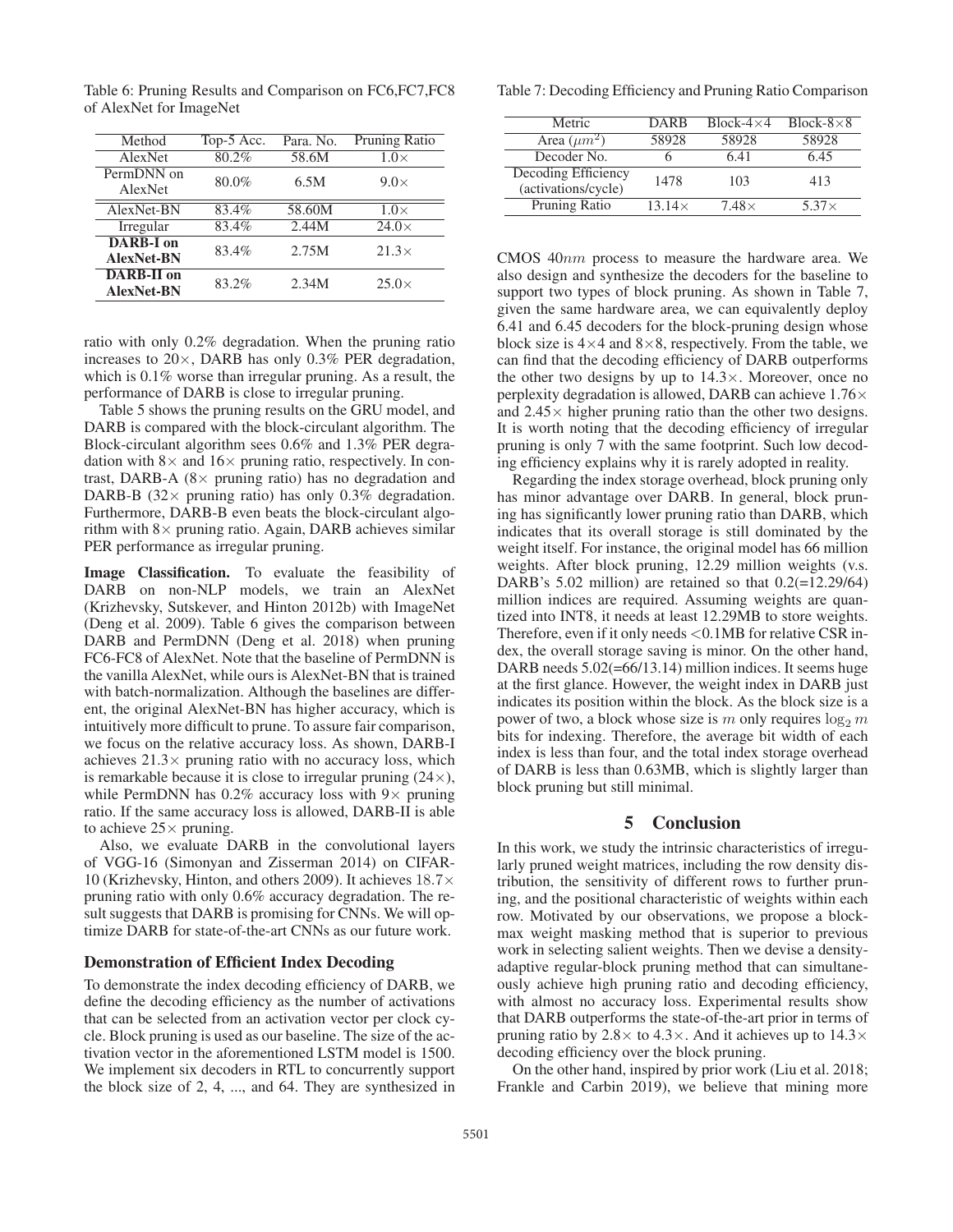Table 6: Pruning Results and Comparison on FC6,FC7,FC8 of AlexNet for ImageNet

| Method | Top-5 Acc. | Para. No. | Pruning Ratio |
|---|---|---|---|
| AlexNet | 80.2% | 58.6M | 1.0× |
| PermDNN on AlexNet | 80.0% | 6.5M | 9.0× |
| AlexNet-BN | 83.4% | 58.60M | 1.0× |
| Irregular | 83.4% | 2.44M | 24.0× |
| **DARB-I on AlexNet-BN** | 83.4% | 2.75M | 21.3× |
| **DARB-II on AlexNet-BN** | 83.2% | 2.34M | 25.0× |

ratio with only 0.2% degradation. When the pruning ratio increases to 20×, DARB has only 0.3% PER degradation, which is 0.1% worse than irregular pruning. As a result, the performance of DARB is close to irregular pruning.

Table 5 shows the pruning results on the GRU model, and DARB is compared with the block-circulant algorithm. The Block-circulant algorithm sees 0.6% and 1.3% PER degradation with 8× and 16× pruning ratio, respectively. In contrast, DARB-A (8× pruning ratio) has no degradation and DARB-B (32× pruning ratio) has only 0.3% degradation. Furthermore, DARB-B even beats the block-circulant algorithm with 8× pruning ratio. Again, DARB achieves similar PER performance as irregular pruning.

**Image Classification.** To evaluate the feasibility of DARB on non-NLP models, we train an AlexNet (Krizhevsky, Sutskever, and Hinton 2012b) with ImageNet (Deng et al. 2009). Table 6 gives the comparison between DARB and PermDNN (Deng et al. 2018) when pruning FC6-FC8 of AlexNet. Note that the baseline of PermDNN is the vanilla AlexNet, while ours is AlexNet-BN that is trained with batch-normalization. Although the baselines are different, the original AlexNet-BN has higher accuracy, which is intuitively more difficult to prune. To assure fair comparison, we focus on the relative accuracy loss. As shown, DARB-I achieves 21.3× pruning ratio with no accuracy loss, which is remarkable because it is close to irregular pruning (24×), while PermDNN has 0.2% accuracy loss with 9× pruning ratio. If the same accuracy loss is allowed, DARB-II is able to achieve 25× pruning.

Also, we evaluate DARB in the convolutional layers of VGG-16 (Simonyan and Zisserman 2014) on CIFAR-10 (Krizhevsky, Hinton, and others 2009). It achieves 18.7× pruning ratio with only 0.6% accuracy degradation. The result suggests that DARB is promising for CNNs. We will optimize DARB for state-of-the-art CNNs as our future work.

### Demonstration of Efficient Index Decoding

To demonstrate the index decoding efficiency of DARB, we define the decoding efficiency as the number of activations that can be selected from an activation vector per clock cycle. Block pruning is used as our baseline. The size of the activation vector in the aforementioned LSTM model is 1500. We implement six decoders in RTL to concurrently support the block size of 2, 4, ..., and 64. They are synthesized in CMOS $40nm$ process to measure the hardware area. We also design and synthesize the decoders for the baseline to support two types of block pruning. As shown in Table 7, given the same hardware area, we can equivalently deploy 6.41 and 6.45 decoders for the block-pruning design whose block size is 4×4 and 8×8, respectively. From the table, we can find that the decoding efficiency of DARB outperforms the other two designs by up to 14.3×. Moreover, once no perplexity degradation is allowed, DARB can achieve 1.76× and 2.45× higher pruning ratio than the other two designs. It is worth noting that the decoding efficiency of irregular pruning is only 7 with the same footprint. Such low decoding efficiency explains why it is rarely adopted in reality.

Table 7: Decoding Efficiency and Pruning Ratio Comparison

| Metric | DARB | Block-4×4 | Block-8×8 |
|---|---|---|---|
| Area ($\mu m^2$) | 58928 | 58928 | 58928 |
| Decoder No. | 6 | 6.41 | 6.45 |
| Decoding Efficiency (activations/cycle) | 1478 | 103 | 413 |
| Pruning Ratio | 13.14× | 7.48× | 5.37× |

Regarding the index storage overhead, block pruning only has minor advantage over DARB. In general, block pruning has significantly lower pruning ratio than DARB, which indicates that its overall storage is still dominated by the weight itself. For instance, the original model has 66 million weights. After block pruning, 12.29 million weights (v.s. DARB's 5.02 million) are retained so that 0.2(=12.29/64) million indices are required. Assuming weights are quantized into INT8, it needs at least 12.29MB to store weights. Therefore, even if it only needs <0.1MB for relative CSR index, the overall storage saving is minor. On the other hand, DARB needs 5.02(=66/13.14) million indices. It seems huge at the first glance. However, the weight index in DARB just indicates its position within the block. As the block size is a power of two, a block whose size is $m$ only requires $\log_2 m$ bits for indexing. Therefore, the average bit width of each index is less than four, and the total index storage overhead of DARB is less than 0.63MB, which is slightly larger than block pruning but still minimal.

## 5 Conclusion

In this work, we study the intrinsic characteristics of irregularly pruned weight matrices, including the row density distribution, the sensitivity of different rows to further pruning, and the positional characteristic of weights within each row. Motivated by our observations, we propose a block-max weight masking method that is superior to previous work in selecting salient weights. Then we devise a density-adaptive regular-block pruning method that can simultaneously achieve high pruning ratio and decoding efficiency, with almost no accuracy loss. Experimental results show that DARB outperforms the state-of-the-art prior in terms of pruning ratio by 2.8× to 4.3×. And it achieves up to 14.3× decoding efficiency over the block pruning.

On the other hand, inspired by prior work (Liu et al. 2018; Frankle and Carbin 2019), we believe that mining more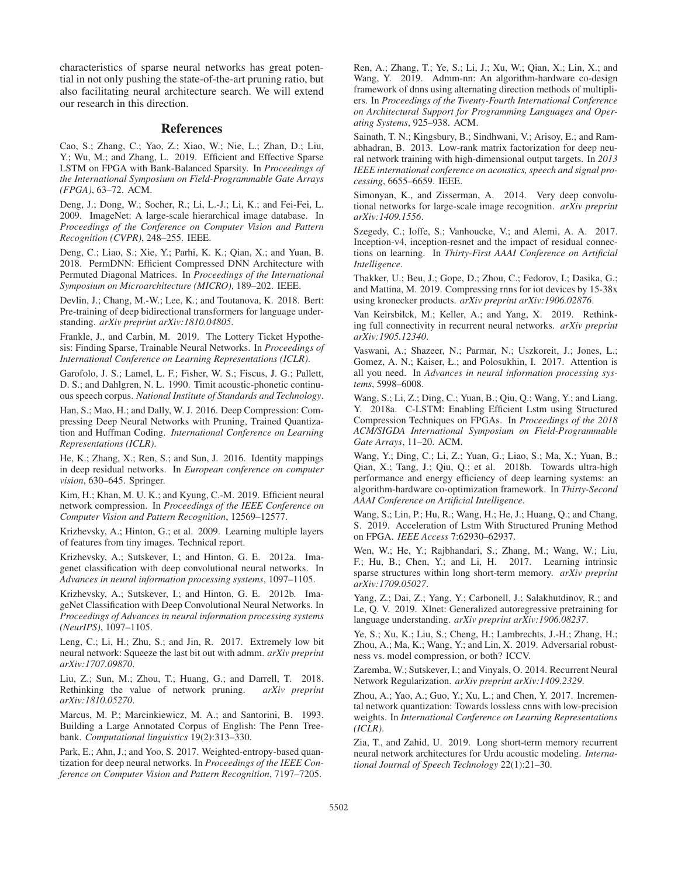characteristics of sparse neural networks has great potential in not only pushing the state-of-the-art pruning ratio, but also facilitating neural architecture search. We will extend our research in this direction.

## References

Cao, S.; Zhang, C.; Yao, Z.; Xiao, W.; Nie, L.; Zhan, D.; Liu, Y.; Wu, M.; and Zhang, L. 2019. Efficient and Effective Sparse LSTM on FPGA with Bank-Balanced Sparsity. In *Proceedings of the International Symposium on Field-Programmable Gate Arrays (FPGA)*, 63–72. ACM.

Deng, J.; Dong, W.; Socher, R.; Li, L.-J.; Li, K.; and Fei-Fei, L. 2009. ImageNet: A large-scale hierarchical image database. In *Proceedings of the Conference on Computer Vision and Pattern Recognition (CVPR)*, 248–255. IEEE.

Deng, C.; Liao, S.; Xie, Y.; Parhi, K. K.; Qian, X.; and Yuan, B. 2018. PermDNN: Efficient Compressed DNN Architecture with Permuted Diagonal Matrices. In *Proceedings of the International Symposium on Microarchitecture (MICRO)*, 189–202. IEEE.

Devlin, J.; Chang, M.-W.; Lee, K.; and Toutanova, K. 2018. Bert: Pre-training of deep bidirectional transformers for language understanding. *arXiv preprint arXiv:1810.04805*.

Frankle, J., and Carbin, M. 2019. The Lottery Ticket Hypothesis: Finding Sparse, Trainable Neural Networks. In *Proceedings of International Conference on Learning Representations (ICLR)*.

Garofolo, J. S.; Lamel, L. F.; Fisher, W. S.; Fiscus, J. G.; Pallett, D. S.; and Dahlgren, N. L. 1990. Timit acoustic-phonetic continuous speech corpus. *National Institute of Standards and Technology*.

Han, S.; Mao, H.; and Dally, W. J. 2016. Deep Compression: Compressing Deep Neural Networks with Pruning, Trained Quantization and Huffman Coding. *International Conference on Learning Representations (ICLR)*.

He, K.; Zhang, X.; Ren, S.; and Sun, J. 2016. Identity mappings in deep residual networks. In *European conference on computer vision*, 630–645. Springer.

Kim, H.; Khan, M. U. K.; and Kyung, C.-M. 2019. Efficient neural network compression. In *Proceedings of the IEEE Conference on Computer Vision and Pattern Recognition*, 12569–12577.

Krizhevsky, A.; Hinton, G.; et al. 2009. Learning multiple layers of features from tiny images. Technical report.

Krizhevsky, A.; Sutskever, I.; and Hinton, G. E. 2012a. Imagenet classification with deep convolutional neural networks. In *Advances in neural information processing systems*, 1097–1105.

Krizhevsky, A.; Sutskever, I.; and Hinton, G. E. 2012b. ImageNet Classification with Deep Convolutional Neural Networks. In *Proceedings of Advances in neural information processing systems (NeurIPS)*, 1097–1105.

Leng, C.; Li, H.; Zhu, S.; and Jin, R. 2017. Extremely low bit neural network: Squeeze the last bit out with admm. *arXiv preprint arXiv:1707.09870*.

Liu, Z.; Sun, M.; Zhou, T.; Huang, G.; and Darrell, T. 2018. Rethinking the value of network pruning. *arXiv preprint arXiv:1810.05270*.

Marcus, M. P.; Marcinkiewicz, M. A.; and Santorini, B. 1993. Building a Large Annotated Corpus of English: The Penn Treebank. *Computational linguistics* 19(2):313–330.

Park, E.; Ahn, J.; and Yoo, S. 2017. Weighted-entropy-based quantization for deep neural networks. In *Proceedings of the IEEE Conference on Computer Vision and Pattern Recognition*, 7197–7205.

Ren, A.; Zhang, T.; Ye, S.; Li, J.; Xu, W.; Qian, X.; Lin, X.; and Wang, Y. 2019. Admm-nn: An algorithm-hardware co-design framework of dnns using alternating direction methods of multipliers. In *Proceedings of the Twenty-Fourth International Conference on Architectural Support for Programming Languages and Operating Systems*, 925–938. ACM.

Sainath, T. N.; Kingsbury, B.; Sindhwani, V.; Arisoy, E.; and Ramabhadran, B. 2013. Low-rank matrix factorization for deep neural network training with high-dimensional output targets. In *2013 IEEE international conference on acoustics, speech and signal processing*, 6655–6659. IEEE.

Simonyan, K., and Zisserman, A. 2014. Very deep convolutional networks for large-scale image recognition. *arXiv preprint arXiv:1409.1556*.

Szegedy, C.; Ioffe, S.; Vanhoucke, V.; and Alemi, A. A. 2017. Inception-v4, inception-resnet and the impact of residual connections on learning. In *Thirty-First AAAI Conference on Artificial Intelligence*.

Thakker, U.; Beu, J.; Gope, D.; Zhou, C.; Fedorov, I.; Dasika, G.; and Mattina, M. 2019. Compressing rnns for iot devices by 15-38x using kronecker products. *arXiv preprint arXiv:1906.02876*.

Van Keirsbilck, M.; Keller, A.; and Yang, X. 2019. Rethinking full connectivity in recurrent neural networks. *arXiv preprint arXiv:1905.12340*.

Vaswani, A.; Shazeer, N.; Parmar, N.; Uszkoreit, J.; Jones, L.; Gomez, A. N.; Kaiser, Ł.; and Polosukhin, I. 2017. Attention is all you need. In *Advances in neural information processing systems*, 5998–6008.

Wang, S.; Li, Z.; Ding, C.; Yuan, B.; Qiu, Q.; Wang, Y.; and Liang, Y. 2018a. C-LSTM: Enabling Efficient Lstm using Structured Compression Techniques on FPGAs. In *Proceedings of the 2018 ACM/SIGDA International Symposium on Field-Programmable Gate Arrays*, 11–20. ACM.

Wang, Y.; Ding, C.; Li, Z.; Yuan, G.; Liao, S.; Ma, X.; Yuan, B.; Qian, X.; Tang, J.; Qiu, Q.; et al. 2018b. Towards ultra-high performance and energy efficiency of deep learning systems: an algorithm-hardware co-optimization framework. In *Thirty-Second AAAI Conference on Artificial Intelligence*.

Wang, S.; Lin, P.; Hu, R.; Wang, H.; He, J.; Huang, Q.; and Chang, S. 2019. Acceleration of Lstm With Structured Pruning Method on FPGA. *IEEE Access* 7:62930–62937.

Wen, W.; He, Y.; Rajbhandari, S.; Zhang, M.; Wang, W.; Liu, F.; Hu, B.; Chen, Y.; and Li, H. 2017. Learning intrinsic sparse structures within long short-term memory. *arXiv preprint arXiv:1709.05027*.

Yang, Z.; Dai, Z.; Yang, Y.; Carbonell, J.; Salakhutdinov, R.; and Le, Q. V. 2019. Xlnet: Generalized autoregressive pretraining for language understanding. *arXiv preprint arXiv:1906.08237*.

Ye, S.; Xu, K.; Liu, S.; Cheng, H.; Lambrechts, J.-H.; Zhang, H.; Zhou, A.; Ma, K.; Wang, Y.; and Lin, X. 2019. Adversarial robustness vs. model compression, or both? ICCV.

Zaremba, W.; Sutskever, I.; and Vinyals, O. 2014. Recurrent Neural Network Regularization. *arXiv preprint arXiv:1409.2329*.

Zhou, A.; Yao, A.; Guo, Y.; Xu, L.; and Chen, Y. 2017. Incremental network quantization: Towards lossless cnns with low-precision weights. In *International Conference on Learning Representations (ICLR)*.

Zia, T., and Zahid, U. 2019. Long short-term memory recurrent neural network architectures for Urdu acoustic modeling. *International Journal of Speech Technology* 22(1):21–30.